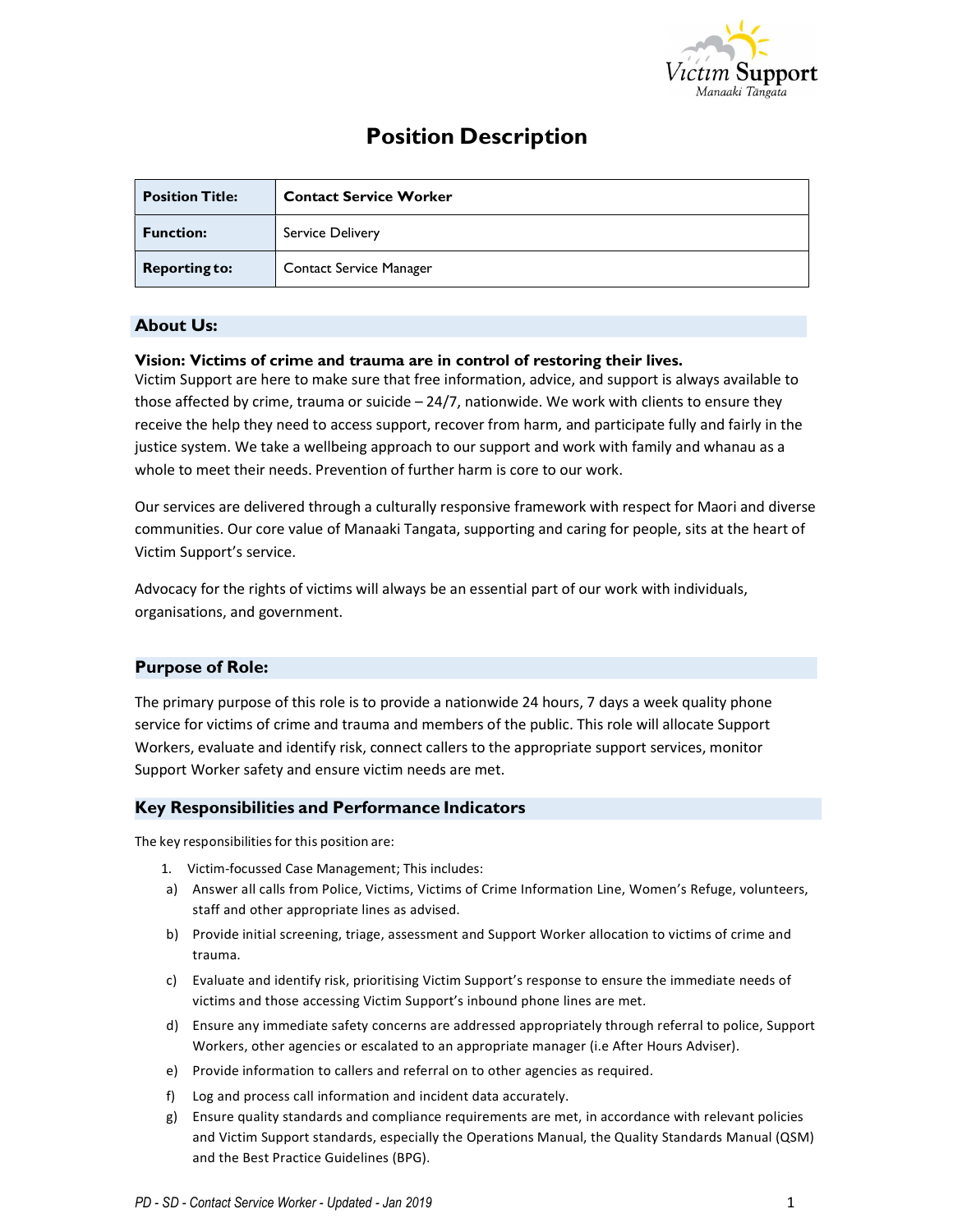# Position Description

| | |
|---|---|
| **Position Title:** | **Contact Service Worker** |
| **Function:** | Service Delivery |
| **Reporting to:** | Contact Service Manager |

## About Us:

**Vision: Victims of crime and trauma are in control of restoring their lives.**

Victim Support are here to make sure that free information, advice, and support is always available to those affected by crime, trauma or suicide – 24/7, nationwide. We work with clients to ensure they receive the help they need to access support, recover from harm, and participate fully and fairly in the justice system. We take a wellbeing approach to our support and work with family and whanau as a whole to meet their needs. Prevention of further harm is core to our work.

Our services are delivered through a culturally responsive framework with respect for Maori and diverse communities. Our core value of Manaaki Tangata, supporting and caring for people, sits at the heart of Victim Support's service.

Advocacy for the rights of victims will always be an essential part of our work with individuals, organisations, and government.

## Purpose of Role:

The primary purpose of this role is to provide a nationwide 24 hours, 7 days a week quality phone service for victims of crime and trauma and members of the public. This role will allocate Support Workers, evaluate and identify risk, connect callers to the appropriate support services, monitor Support Worker safety and ensure victim needs are met.

## Key Responsibilities and Performance Indicators

The key responsibilities for this position are:

1. Victim-focussed Case Management; This includes:
   a) Answer all calls from Police, Victims, Victims of Crime Information Line, Women's Refuge, volunteers, staff and other appropriate lines as advised.
   b) Provide initial screening, triage, assessment and Support Worker allocation to victims of crime and trauma.
   c) Evaluate and identify risk, prioritising Victim Support's response to ensure the immediate needs of victims and those accessing Victim Support's inbound phone lines are met.
   d) Ensure any immediate safety concerns are addressed appropriately through referral to police, Support Workers, other agencies or escalated to an appropriate manager (i.e After Hours Adviser).
   e) Provide information to callers and referral on to other agencies as required.
   f) Log and process call information and incident data accurately.
   g) Ensure quality standards and compliance requirements are met, in accordance with relevant policies and Victim Support standards, especially the Operations Manual, the Quality Standards Manual (QSM) and the Best Practice Guidelines (BPG).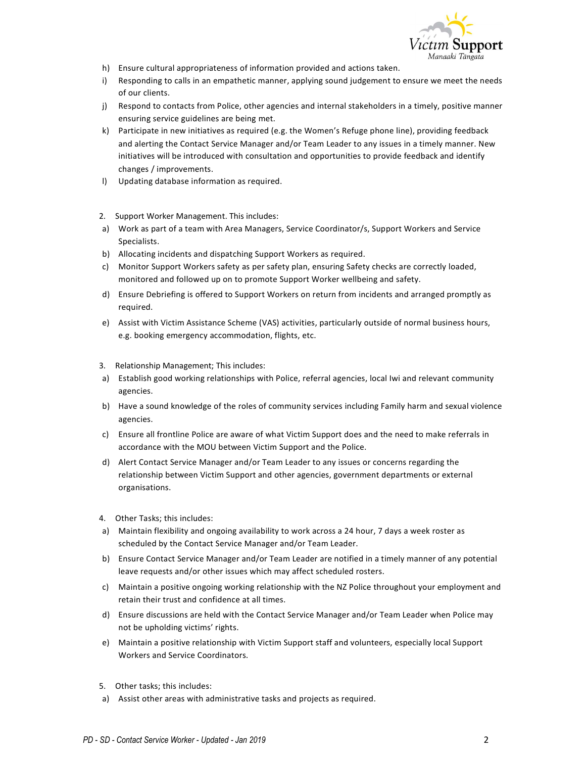h) Ensure cultural appropriateness of information provided and actions taken.

i) Responding to calls in an empathetic manner, applying sound judgement to ensure we meet the needs of our clients.

j) Respond to contacts from Police, other agencies and internal stakeholders in a timely, positive manner ensuring service guidelines are being met.

k) Participate in new initiatives as required (e.g. the Women's Refuge phone line), providing feedback and alerting the Contact Service Manager and/or Team Leader to any issues in a timely manner. New initiatives will be introduced with consultation and opportunities to provide feedback and identify changes / improvements.

l) Updating database information as required.

2. Support Worker Management. This includes:

a) Work as part of a team with Area Managers, Service Coordinator/s, Support Workers and Service Specialists.

b) Allocating incidents and dispatching Support Workers as required.

c) Monitor Support Workers safety as per safety plan, ensuring Safety checks are correctly loaded, monitored and followed up on to promote Support Worker wellbeing and safety.

d) Ensure Debriefing is offered to Support Workers on return from incidents and arranged promptly as required.

e) Assist with Victim Assistance Scheme (VAS) activities, particularly outside of normal business hours, e.g. booking emergency accommodation, flights, etc.

3. Relationship Management; This includes:

a) Establish good working relationships with Police, referral agencies, local Iwi and relevant community agencies.

b) Have a sound knowledge of the roles of community services including Family harm and sexual violence agencies.

c) Ensure all frontline Police are aware of what Victim Support does and the need to make referrals in accordance with the MOU between Victim Support and the Police.

d) Alert Contact Service Manager and/or Team Leader to any issues or concerns regarding the relationship between Victim Support and other agencies, government departments or external organisations.

4. Other Tasks; this includes:

a) Maintain flexibility and ongoing availability to work across a 24 hour, 7 days a week roster as scheduled by the Contact Service Manager and/or Team Leader.

b) Ensure Contact Service Manager and/or Team Leader are notified in a timely manner of any potential leave requests and/or other issues which may affect scheduled rosters.

c) Maintain a positive ongoing working relationship with the NZ Police throughout your employment and retain their trust and confidence at all times.

d) Ensure discussions are held with the Contact Service Manager and/or Team Leader when Police may not be upholding victims' rights.

e) Maintain a positive relationship with Victim Support staff and volunteers, especially local Support Workers and Service Coordinators.

5. Other tasks; this includes:

a) Assist other areas with administrative tasks and projects as required.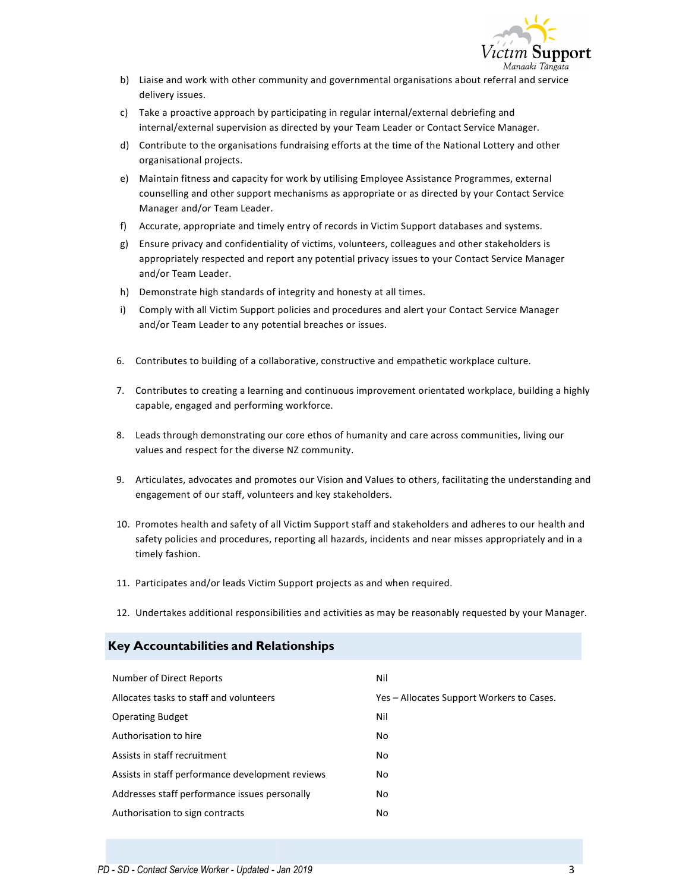b) Liaise and work with other community and governmental organisations about referral and service delivery issues.

c) Take a proactive approach by participating in regular internal/external debriefing and internal/external supervision as directed by your Team Leader or Contact Service Manager.

d) Contribute to the organisations fundraising efforts at the time of the National Lottery and other organisational projects.

e) Maintain fitness and capacity for work by utilising Employee Assistance Programmes, external counselling and other support mechanisms as appropriate or as directed by your Contact Service Manager and/or Team Leader.

f) Accurate, appropriate and timely entry of records in Victim Support databases and systems.

g) Ensure privacy and confidentiality of victims, volunteers, colleagues and other stakeholders is appropriately respected and report any potential privacy issues to your Contact Service Manager and/or Team Leader.

h) Demonstrate high standards of integrity and honesty at all times.

i) Comply with all Victim Support policies and procedures and alert your Contact Service Manager and/or Team Leader to any potential breaches or issues.

6. Contributes to building of a collaborative, constructive and empathetic workplace culture.

7. Contributes to creating a learning and continuous improvement orientated workplace, building a highly capable, engaged and performing workforce.

8. Leads through demonstrating our core ethos of humanity and care across communities, living our values and respect for the diverse NZ community.

9. Articulates, advocates and promotes our Vision and Values to others, facilitating the understanding and engagement of our staff, volunteers and key stakeholders.

10. Promotes health and safety of all Victim Support staff and stakeholders and adheres to our health and safety policies and procedures, reporting all hazards, incidents and near misses appropriately and in a timely fashion.

11. Participates and/or leads Victim Support projects as and when required.

12. Undertakes additional responsibilities and activities as may be reasonably requested by your Manager.

## Key Accountabilities and Relationships

| | |
|---|---|
| Number of Direct Reports | Nil |
| Allocates tasks to staff and volunteers | Yes – Allocates Support Workers to Cases. |
| Operating Budget | Nil |
| Authorisation to hire | No |
| Assists in staff recruitment | No |
| Assists in staff performance development reviews | No |
| Addresses staff performance issues personally | No |
| Authorisation to sign contracts | No |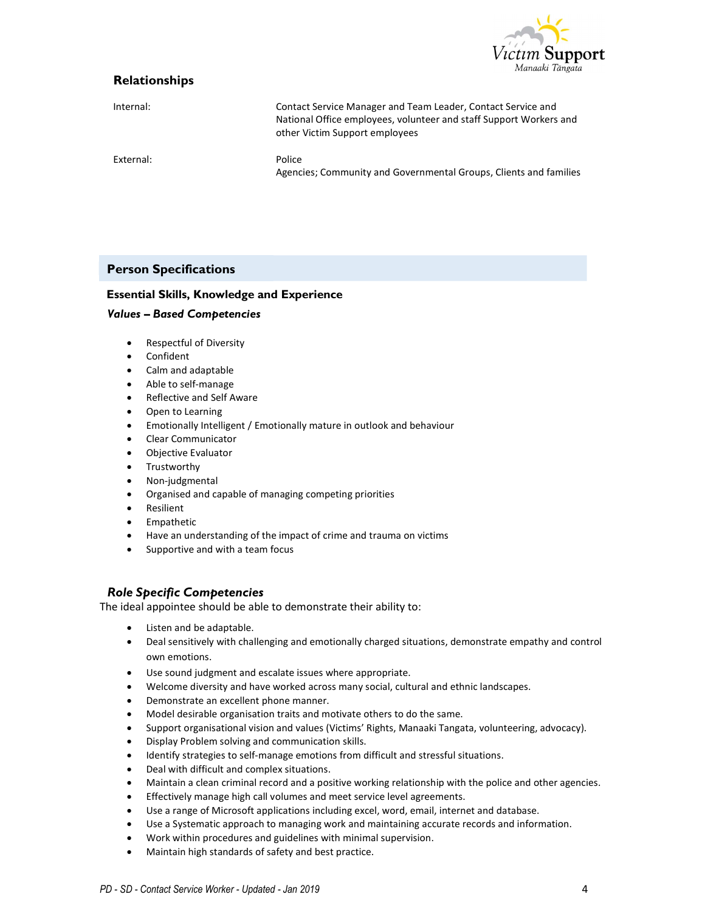## Relationships

| | |
|---|---|
| Internal: | Contact Service Manager and Team Leader, Contact Service and National Office employees, volunteer and staff Support Workers and other Victim Support employees |
| External: | Police<br>Agencies; Community and Governmental Groups, Clients and families |

## Person Specifications

### Essential Skills, Knowledge and Experience

#### *Values – Based Competencies*

- Respectful of Diversity
- Confident
- Calm and adaptable
- Able to self-manage
- Reflective and Self Aware
- Open to Learning
- Emotionally Intelligent / Emotionally mature in outlook and behaviour
- Clear Communicator
- Objective Evaluator
- Trustworthy
- Non-judgmental
- Organised and capable of managing competing priorities
- Resilient
- Empathetic
- Have an understanding of the impact of crime and trauma on victims
- Supportive and with a team focus

#### *Role Specific Competencies*

The ideal appointee should be able to demonstrate their ability to:

- Listen and be adaptable.
- Deal sensitively with challenging and emotionally charged situations, demonstrate empathy and control own emotions.
- Use sound judgment and escalate issues where appropriate.
- Welcome diversity and have worked across many social, cultural and ethnic landscapes.
- Demonstrate an excellent phone manner.
- Model desirable organisation traits and motivate others to do the same.
- Support organisational vision and values (Victims' Rights, Manaaki Tangata, volunteering, advocacy).
- Display Problem solving and communication skills.
- Identify strategies to self-manage emotions from difficult and stressful situations.
- Deal with difficult and complex situations.
- Maintain a clean criminal record and a positive working relationship with the police and other agencies.
- Effectively manage high call volumes and meet service level agreements.
- Use a range of Microsoft applications including excel, word, email, internet and database.
- Use a Systematic approach to managing work and maintaining accurate records and information.
- Work within procedures and guidelines with minimal supervision.
- Maintain high standards of safety and best practice.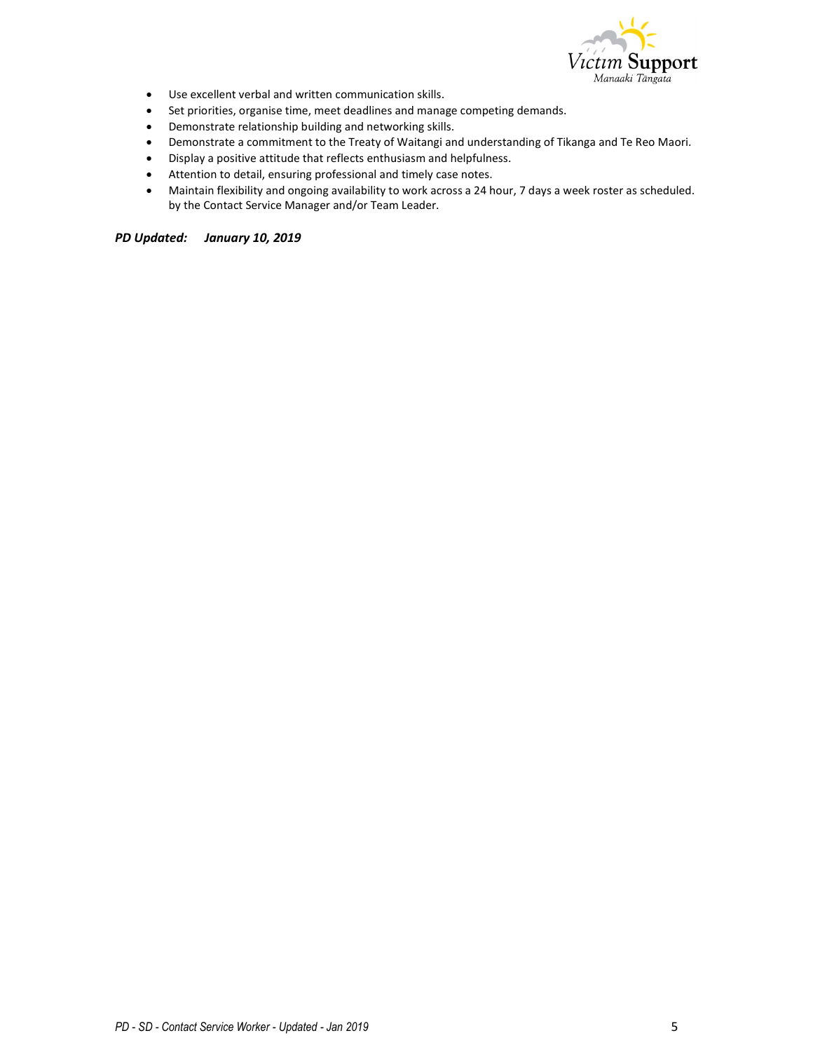- Use excellent verbal and written communication skills.
- Set priorities, organise time, meet deadlines and manage competing demands.
- Demonstrate relationship building and networking skills.
- Demonstrate a commitment to the Treaty of Waitangi and understanding of Tikanga and Te Reo Maori.
- Display a positive attitude that reflects enthusiasm and helpfulness.
- Attention to detail, ensuring professional and timely case notes.
- Maintain flexibility and ongoing availability to work across a 24 hour, 7 days a week roster as scheduled. by the Contact Service Manager and/or Team Leader.

***PD Updated: January 10, 2019***